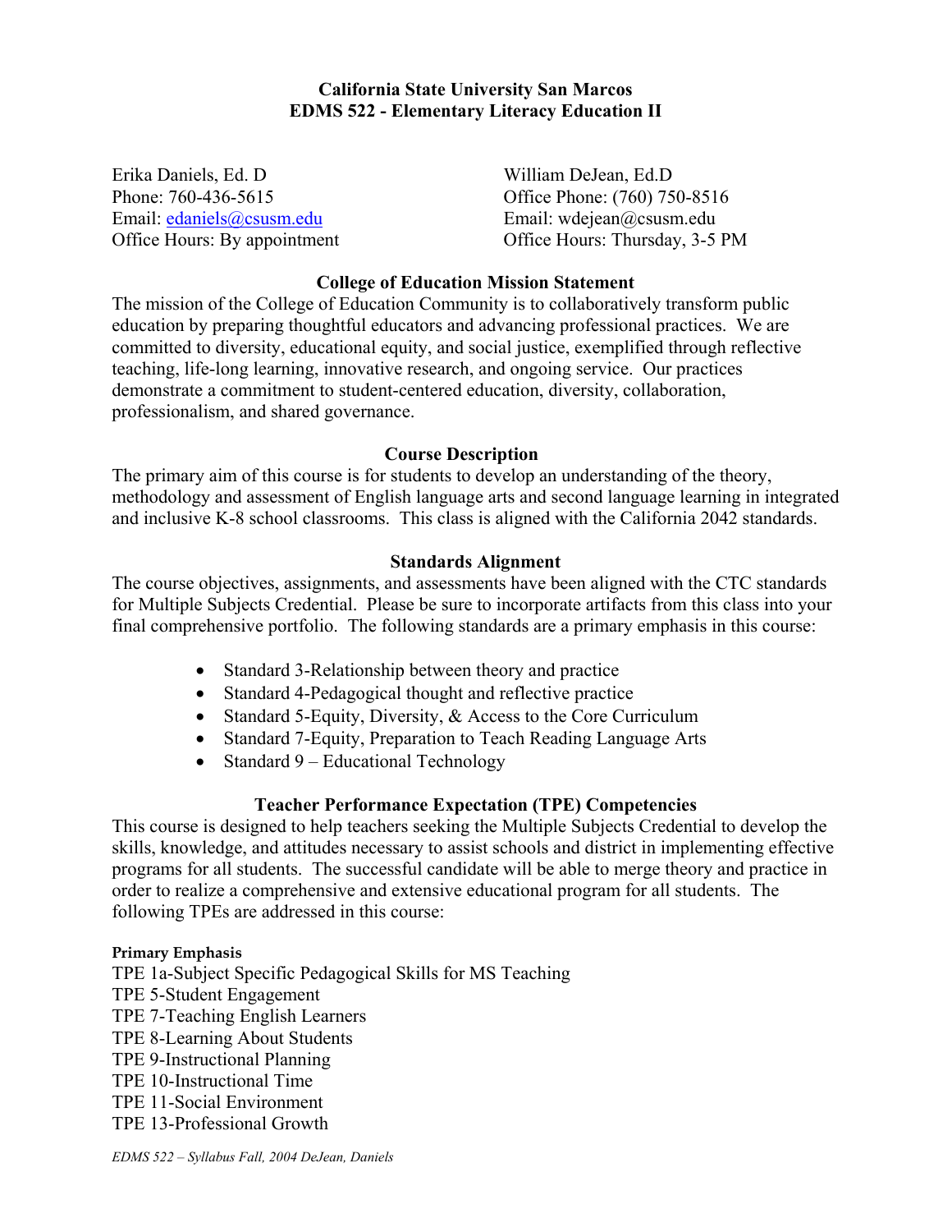# California State University San Marcos
## EDMS 522 - Elementary Literacy Education II

Erika Daniels, Ed. D
Phone: 760-436-5615
Email: edaniels@csusm.edu
Office Hours: By appointment

William DeJean, Ed.D
Office Phone: (760) 750-8516
Email: wdejean@csusm.edu
Office Hours: Thursday, 3-5 PM

### College of Education Mission Statement

The mission of the College of Education Community is to collaboratively transform public education by preparing thoughtful educators and advancing professional practices. We are committed to diversity, educational equity, and social justice, exemplified through reflective teaching, life-long learning, innovative research, and ongoing service. Our practices demonstrate a commitment to student-centered education, diversity, collaboration, professionalism, and shared governance.

### Course Description

The primary aim of this course is for students to develop an understanding of the theory, methodology and assessment of English language arts and second language learning in integrated and inclusive K-8 school classrooms. This class is aligned with the California 2042 standards.

### Standards Alignment

The course objectives, assignments, and assessments have been aligned with the CTC standards for Multiple Subjects Credential. Please be sure to incorporate artifacts from this class into your final comprehensive portfolio. The following standards are a primary emphasis in this course:

- Standard 3-Relationship between theory and practice
- Standard 4-Pedagogical thought and reflective practice
- Standard 5-Equity, Diversity, & Access to the Core Curriculum
- Standard 7-Equity, Preparation to Teach Reading Language Arts
- Standard 9 – Educational Technology

### Teacher Performance Expectation (TPE) Competencies

This course is designed to help teachers seeking the Multiple Subjects Credential to develop the skills, knowledge, and attitudes necessary to assist schools and district in implementing effective programs for all students. The successful candidate will be able to merge theory and practice in order to realize a comprehensive and extensive educational program for all students. The following TPEs are addressed in this course:

**Primary Emphasis**

TPE 1a-Subject Specific Pedagogical Skills for MS Teaching
TPE 5-Student Engagement
TPE 7-Teaching English Learners
TPE 8-Learning About Students
TPE 9-Instructional Planning
TPE 10-Instructional Time
TPE 11-Social Environment
TPE 13-Professional Growth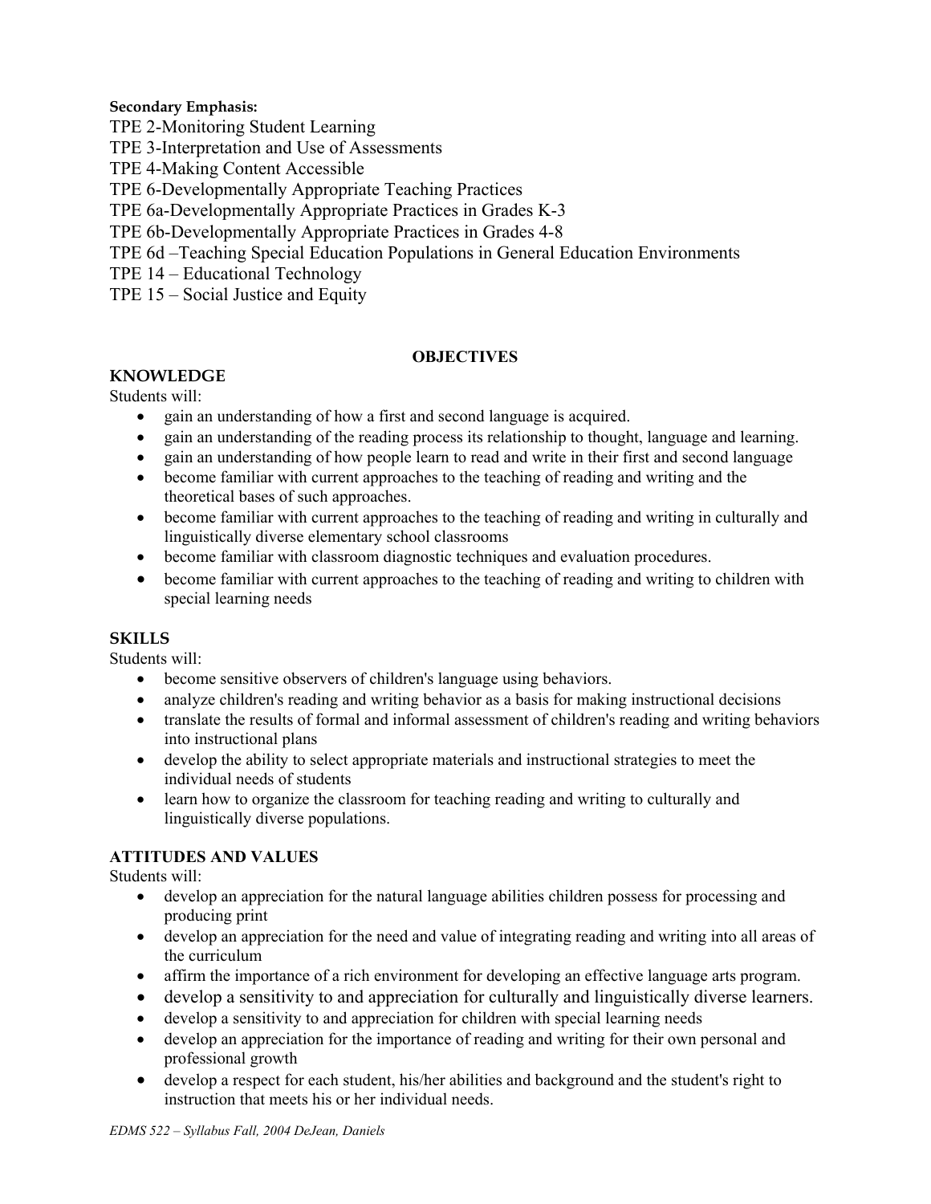**Secondary Emphasis:**

TPE 2-Monitoring Student Learning
TPE 3-Interpretation and Use of Assessments
TPE 4-Making Content Accessible
TPE 6-Developmentally Appropriate Teaching Practices
TPE 6a-Developmentally Appropriate Practices in Grades K-3
TPE 6b-Developmentally Appropriate Practices in Grades 4-8
TPE 6d –Teaching Special Education Populations in General Education Environments
TPE 14 – Educational Technology
TPE 15 – Social Justice and Equity

## OBJECTIVES

### KNOWLEDGE

Students will:

- gain an understanding of how a first and second language is acquired.
- gain an understanding of the reading process its relationship to thought, language and learning.
- gain an understanding of how people learn to read and write in their first and second language
- become familiar with current approaches to the teaching of reading and writing and the theoretical bases of such approaches.
- become familiar with current approaches to the teaching of reading and writing in culturally and linguistically diverse elementary school classrooms
- become familiar with classroom diagnostic techniques and evaluation procedures.
- become familiar with current approaches to the teaching of reading and writing to children with special learning needs

### SKILLS

Students will:

- become sensitive observers of children's language using behaviors.
- analyze children's reading and writing behavior as a basis for making instructional decisions
- translate the results of formal and informal assessment of children's reading and writing behaviors into instructional plans
- develop the ability to select appropriate materials and instructional strategies to meet the individual needs of students
- learn how to organize the classroom for teaching reading and writing to culturally and linguistically diverse populations.

### ATTITUDES AND VALUES

Students will:

- develop an appreciation for the natural language abilities children possess for processing and producing print
- develop an appreciation for the need and value of integrating reading and writing into all areas of the curriculum
- affirm the importance of a rich environment for developing an effective language arts program.
- develop a sensitivity to and appreciation for culturally and linguistically diverse learners.
- develop a sensitivity to and appreciation for children with special learning needs
- develop an appreciation for the importance of reading and writing for their own personal and professional growth
- develop a respect for each student, his/her abilities and background and the student's right to instruction that meets his or her individual needs.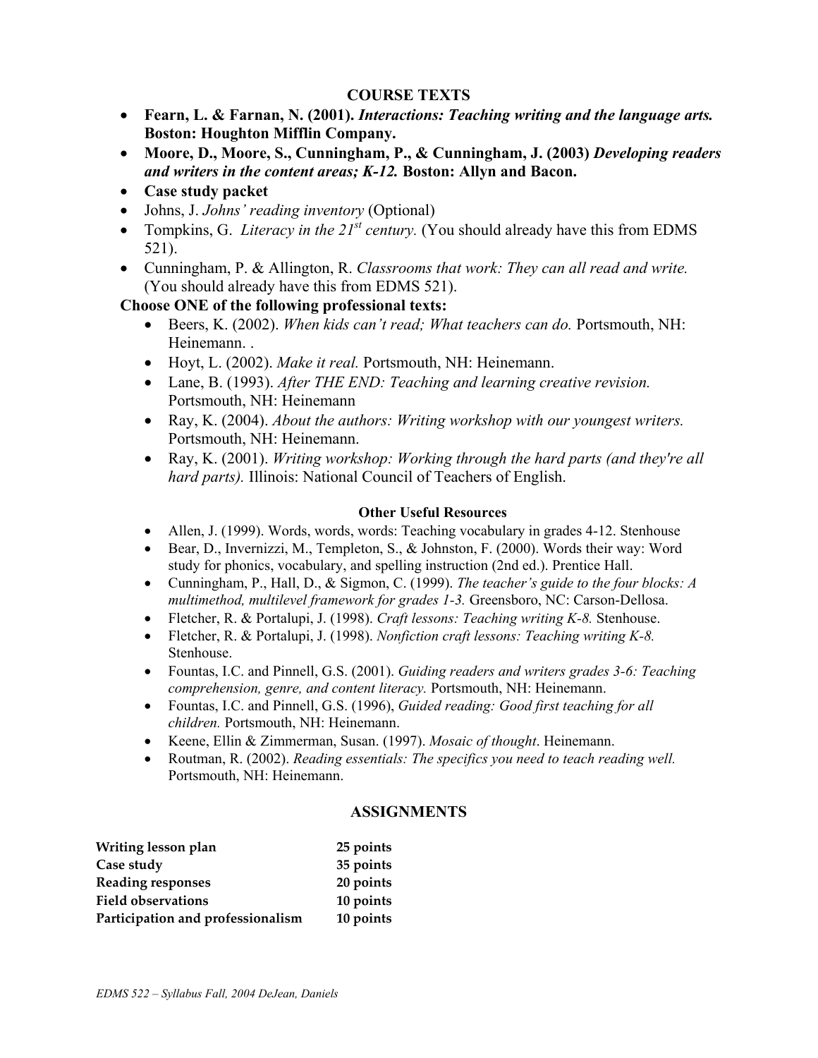## COURSE TEXTS

- **Fearn, L. & Farnan, N. (2001).** ***Interactions: Teaching writing and the language arts.*** **Boston: Houghton Mifflin Company.**
- **Moore, D., Moore, S., Cunningham, P., & Cunningham, J. (2003)** ***Developing readers and writers in the content areas; K-12.*** **Boston: Allyn and Bacon.**
- **Case study packet**
- Johns, J. *Johns' reading inventory* (Optional)
- Tompkins, G. *Literacy in the 21st century.* (You should already have this from EDMS 521).
- Cunningham, P. & Allington, R. *Classrooms that work: They can all read and write.* (You should already have this from EDMS 521).

**Choose ONE of the following professional texts:**

- Beers, K. (2002). *When kids can't read; What teachers can do.* Portsmouth, NH: Heinemann. .
- Hoyt, L. (2002). *Make it real.* Portsmouth, NH: Heinemann.
- Lane, B. (1993). *After THE END: Teaching and learning creative revision.* Portsmouth, NH: Heinemann
- Ray, K. (2004). *About the authors: Writing workshop with our youngest writers.* Portsmouth, NH: Heinemann.
- Ray, K. (2001). *Writing workshop: Working through the hard parts (and they're all hard parts).* Illinois: National Council of Teachers of English.

### Other Useful Resources

- Allen, J. (1999). Words, words, words: Teaching vocabulary in grades 4-12. Stenhouse
- Bear, D., Invernizzi, M., Templeton, S., & Johnston, F. (2000). Words their way: Word study for phonics, vocabulary, and spelling instruction (2nd ed.). Prentice Hall.
- Cunningham, P., Hall, D., & Sigmon, C. (1999). *The teacher's guide to the four blocks: A multimethod, multilevel framework for grades 1-3.* Greensboro, NC: Carson-Dellosa.
- Fletcher, R. & Portalupi, J. (1998). *Craft lessons: Teaching writing K-8.* Stenhouse.
- Fletcher, R. & Portalupi, J. (1998). *Nonfiction craft lessons: Teaching writing K-8.* Stenhouse.
- Fountas, I.C. and Pinnell, G.S. (2001). *Guiding readers and writers grades 3-6: Teaching comprehension, genre, and content literacy.* Portsmouth, NH: Heinemann.
- Fountas, I.C. and Pinnell, G.S. (1996), *Guided reading: Good first teaching for all children.* Portsmouth, NH: Heinemann.
- Keene, Ellin & Zimmerman, Susan. (1997). *Mosaic of thought*. Heinemann.
- Routman, R. (2002). *Reading essentials: The specifics you need to teach reading well.* Portsmouth, NH: Heinemann.

## ASSIGNMENTS

| | |
|---|---|
| **Writing lesson plan** | **25 points** |
| **Case study** | **35 points** |
| **Reading responses** | **20 points** |
| **Field observations** | **10 points** |
| **Participation and professionalism** | **10 points** |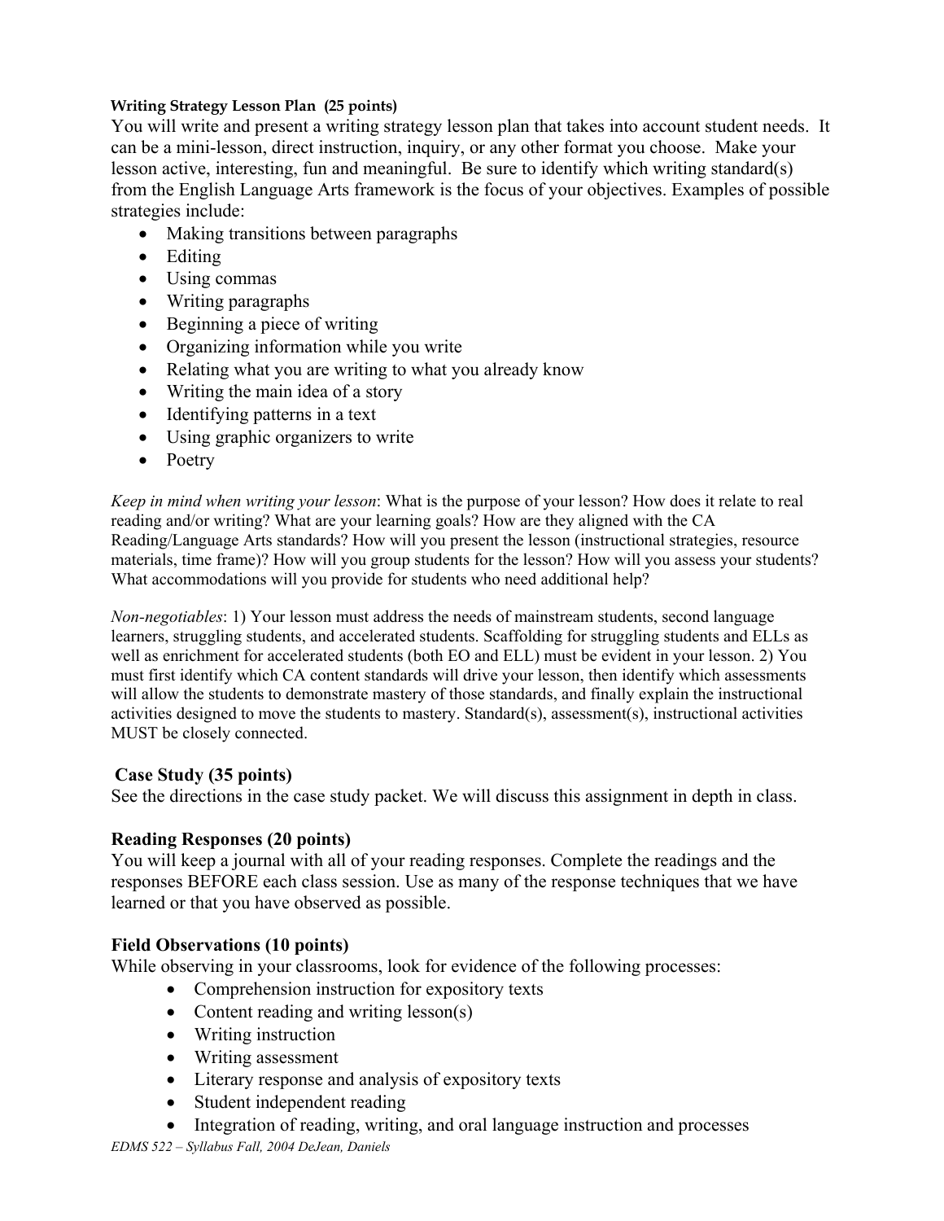#### Writing Strategy Lesson Plan (25 points)

You will write and present a writing strategy lesson plan that takes into account student needs. It can be a mini-lesson, direct instruction, inquiry, or any other format you choose. Make your lesson active, interesting, fun and meaningful. Be sure to identify which writing standard(s) from the English Language Arts framework is the focus of your objectives. Examples of possible strategies include:

- Making transitions between paragraphs
- Editing
- Using commas
- Writing paragraphs
- Beginning a piece of writing
- Organizing information while you write
- Relating what you are writing to what you already know
- Writing the main idea of a story
- Identifying patterns in a text
- Using graphic organizers to write
- Poetry

*Keep in mind when writing your lesson*: What is the purpose of your lesson? How does it relate to real reading and/or writing? What are your learning goals? How are they aligned with the CA Reading/Language Arts standards? How will you present the lesson (instructional strategies, resource materials, time frame)? How will you group students for the lesson? How will you assess your students? What accommodations will you provide for students who need additional help?

*Non-negotiables*: 1) Your lesson must address the needs of mainstream students, second language learners, struggling students, and accelerated students. Scaffolding for struggling students and ELLs as well as enrichment for accelerated students (both EO and ELL) must be evident in your lesson. 2) You must first identify which CA content standards will drive your lesson, then identify which assessments will allow the students to demonstrate mastery of those standards, and finally explain the instructional activities designed to move the students to mastery. Standard(s), assessment(s), instructional activities MUST be closely connected.

### Case Study (35 points)

See the directions in the case study packet. We will discuss this assignment in depth in class.

### Reading Responses (20 points)

You will keep a journal with all of your reading responses. Complete the readings and the responses BEFORE each class session. Use as many of the response techniques that we have learned or that you have observed as possible.

### Field Observations (10 points)

While observing in your classrooms, look for evidence of the following processes:

- Comprehension instruction for expository texts
- Content reading and writing lesson(s)
- Writing instruction
- Writing assessment
- Literary response and analysis of expository texts
- Student independent reading
- Integration of reading, writing, and oral language instruction and processes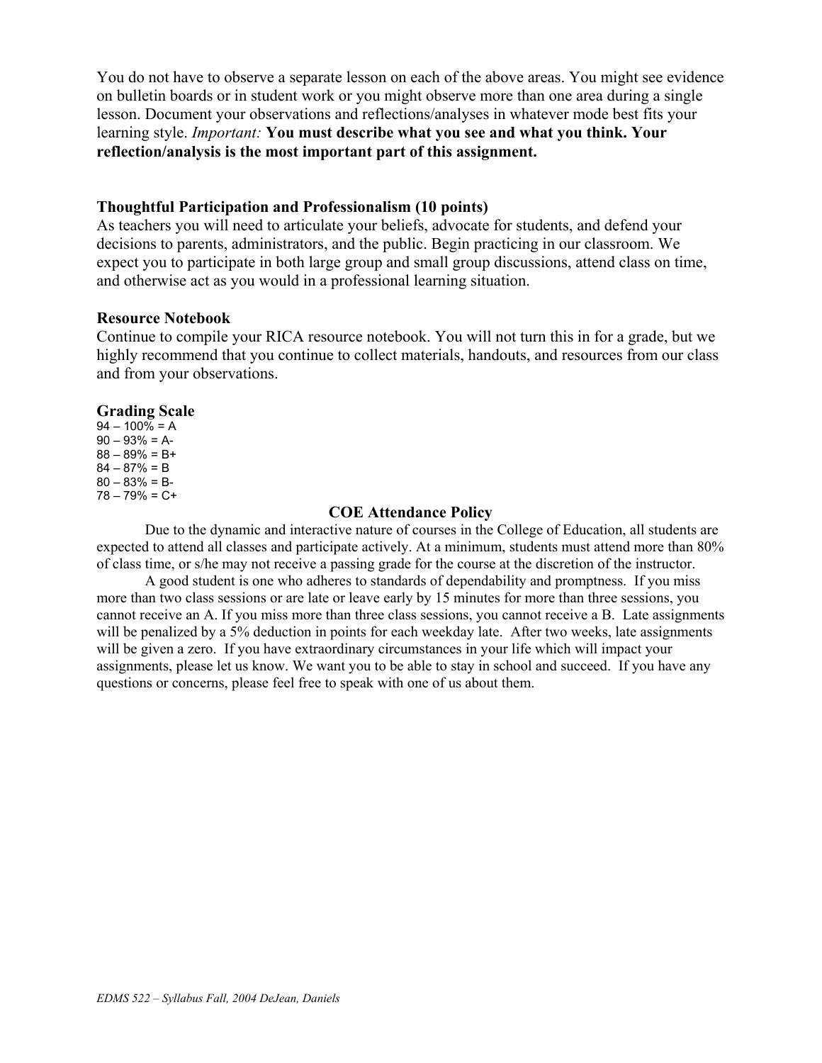You do not have to observe a separate lesson on each of the above areas. You might see evidence on bulletin boards or in student work or you might observe more than one area during a single lesson. Document your observations and reflections/analyses in whatever mode best fits your learning style. *Important:* **You must describe what you see and what you think. Your reflection/analysis is the most important part of this assignment.**

### Thoughtful Participation and Professionalism (10 points)

As teachers you will need to articulate your beliefs, advocate for students, and defend your decisions to parents, administrators, and the public. Begin practicing in our classroom. We expect you to participate in both large group and small group discussions, attend class on time, and otherwise act as you would in a professional learning situation.

### Resource Notebook

Continue to compile your RICA resource notebook. You will not turn this in for a grade, but we highly recommend that you continue to collect materials, handouts, and resources from our class and from your observations.

## Grading Scale

94 – 100% = A
90 – 93% = A-
88 – 89% = B+
84 – 87% = B
80 – 83% = B-
78 – 79% = C+

## COE Attendance Policy

Due to the dynamic and interactive nature of courses in the College of Education, all students are expected to attend all classes and participate actively. At a minimum, students must attend more than 80% of class time, or s/he may not receive a passing grade for the course at the discretion of the instructor.

A good student is one who adheres to standards of dependability and promptness. If you miss more than two class sessions or are late or leave early by 15 minutes for more than three sessions, you cannot receive an A. If you miss more than three class sessions, you cannot receive a B. Late assignments will be penalized by a 5% deduction in points for each weekday late. After two weeks, late assignments will be given a zero. If you have extraordinary circumstances in your life which will impact your assignments, please let us know. We want you to be able to stay in school and succeed. If you have any questions or concerns, please feel free to speak with one of us about them.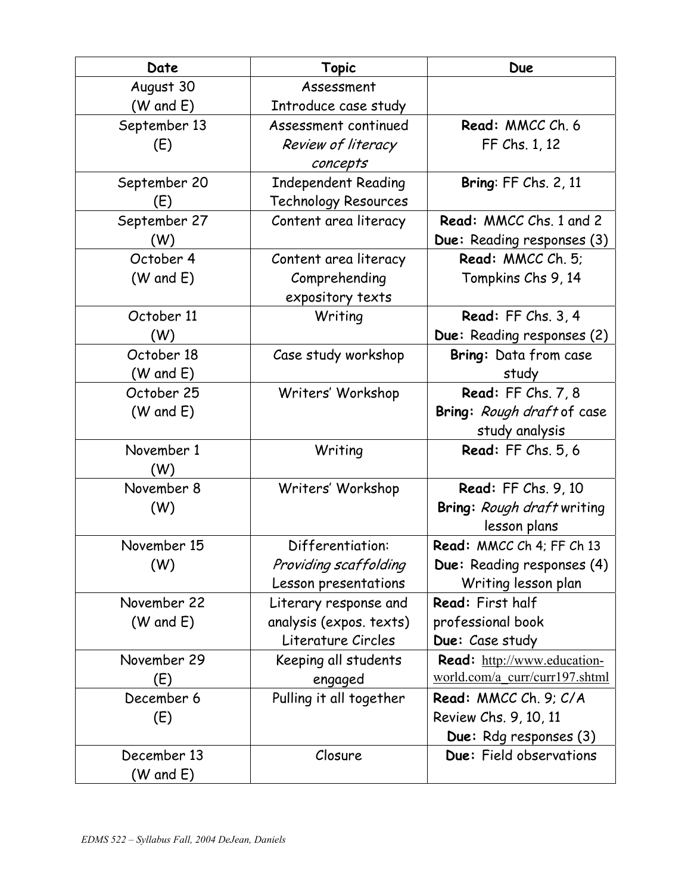| Date | Topic | Due |
|---|---|---|
| August 30 (W and E) | Assessment Introduce case study | |
| September 13 (E) | Assessment continued *Review of literacy concepts* | **Read:** MMCC Ch. 6 FF Chs. 1, 12 |
| September 20 (E) | Independent Reading Technology Resources | **Bring**: FF Chs. 2, 11 |
| September 27 (W) | Content area literacy | **Read:** MMCC Chs. 1 and 2 **Due:** Reading responses (3) |
| October 4 (W and E) | Content area literacy Comprehending expository texts | **Read:** MMCC Ch. 5; Tompkins Chs 9, 14 |
| October 11 (W) | Writing | **Read:** FF Chs. 3, 4 **Due:** Reading responses (2) |
| October 18 (W and E) | Case study workshop | **Bring:** Data from case study |
| October 25 (W and E) | Writers' Workshop | **Read:** FF Chs. 7, 8 **Bring:** *Rough draft* of case study analysis |
| November 1 (W) | Writing | **Read:** FF Chs. 5, 6 |
| November 8 (W) | Writers' Workshop | **Read:** FF Chs. 9, 10 **Bring:** *Rough draft* writing lesson plans |
| November 15 (W) | Differentiation: *Providing scaffolding* Lesson presentations | **Read:** MMCC Ch 4; FF Ch 13 **Due:** Reading responses (4) Writing lesson plan |
| November 22 (W and E) | Literary response and analysis (expos. texts) Literature Circles | **Read:** First half professional book **Due:** Case study |
| November 29 (E) | Keeping all students engaged | **Read:** http://www.education-world.com/a_curr/curr197.shtml |
| December 6 (E) | Pulling it all together | **Read:** MMCC Ch. 9; C/A Review Chs. 9, 10, 11 **Due:** Rdg responses (3) |
| December 13 (W and E) | Closure | **Due:** Field observations |